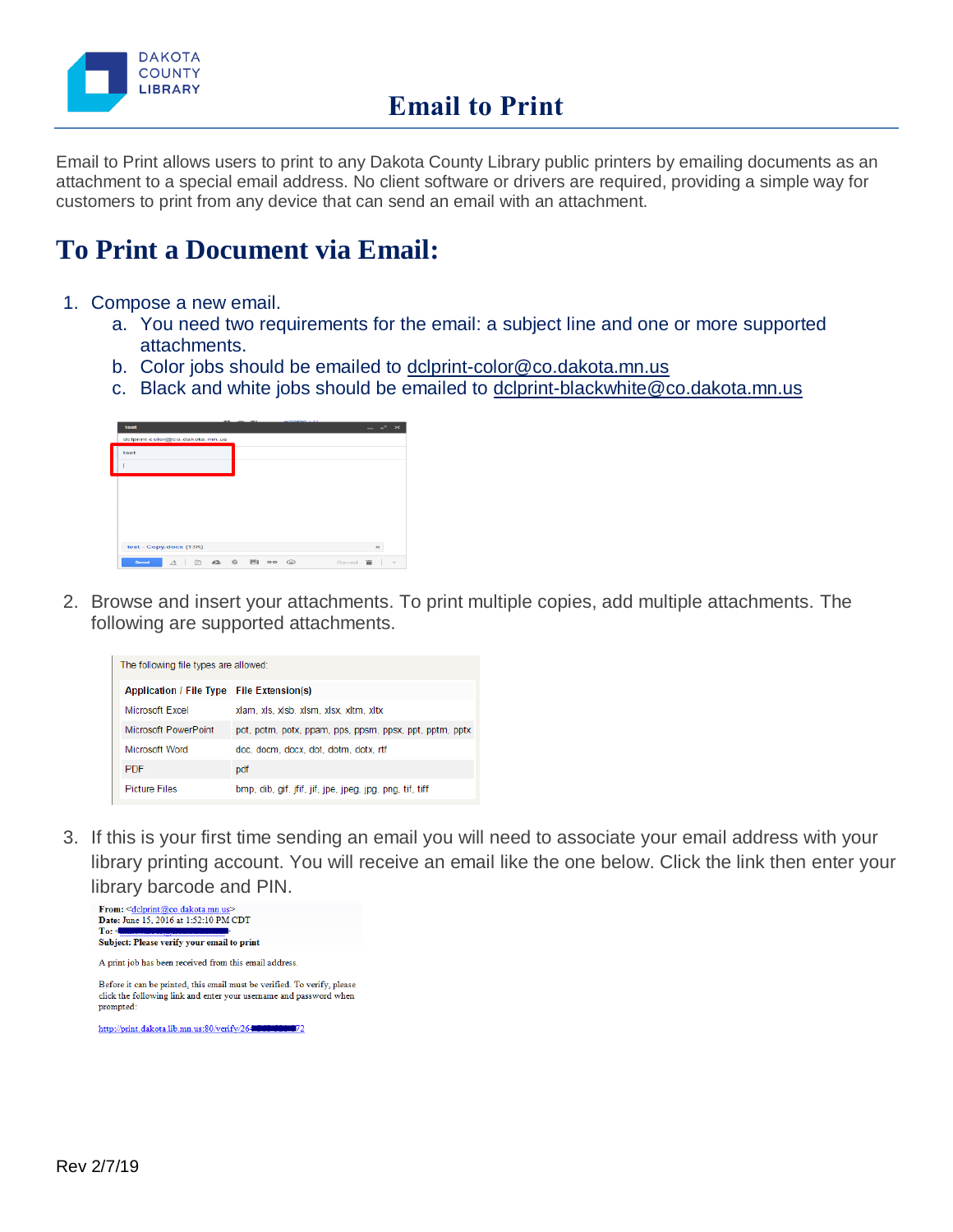DAKOTA COUNTY LIBRARY

# Email to Print

Email to Print allows users to print to any Dakota County Library public printers by emailing documents as an attachment to a special email address. No client software or drivers are required, providing a simple way for customers to print from any device that can send an email with an attachment.

## To Print a Document via Email:

1. Compose a new email.
   a. You need two requirements for the email: a subject line and one or more supported attachments.
   b. Color jobs should be emailed to dclprint-color@co.dakota.mn.us
   c. Black and white jobs should be emailed to dclprint-blackwhite@co.dakota.mn.us

2. Browse and insert your attachments. To print multiple copies, add multiple attachments. The following are supported attachments.

The following file types are allowed:

| Application / File Type | File Extension(s) |
|---|---|
| Microsoft Excel | xlam, xls, xlsb, xlsm, xlsx, xltm, xltx |
| Microsoft PowerPoint | pot, potm, potx, ppam, pps, ppsm, ppsx, ppt, pptm, pptx |
| Microsoft Word | doc, docm, docx, dot, dotm, dotx, rtf |
| PDF | pdf |
| Picture Files | bmp, dib, gif, jfif, jif, jpe, jpeg, jpg, png, tif, tiff |

3. If this is your first time sending an email you will need to associate your email address with your library printing account. You will receive an email like the one below. Click the link then enter your library barcode and PIN.

**From:** <dclprint@co.dakota.mn.us>
**Date:** June 15, 2016 at 1:52:10 PM CDT
**To:**
**Subject: Please verify your email to print**

A print job has been received from this email address.

Before it can be printed, this email must be verified. To verify, please click the following link and enter your username and password when prompted:

http://print.dakota.lib.mn.us:80/verify/26...72

Rev 2/7/19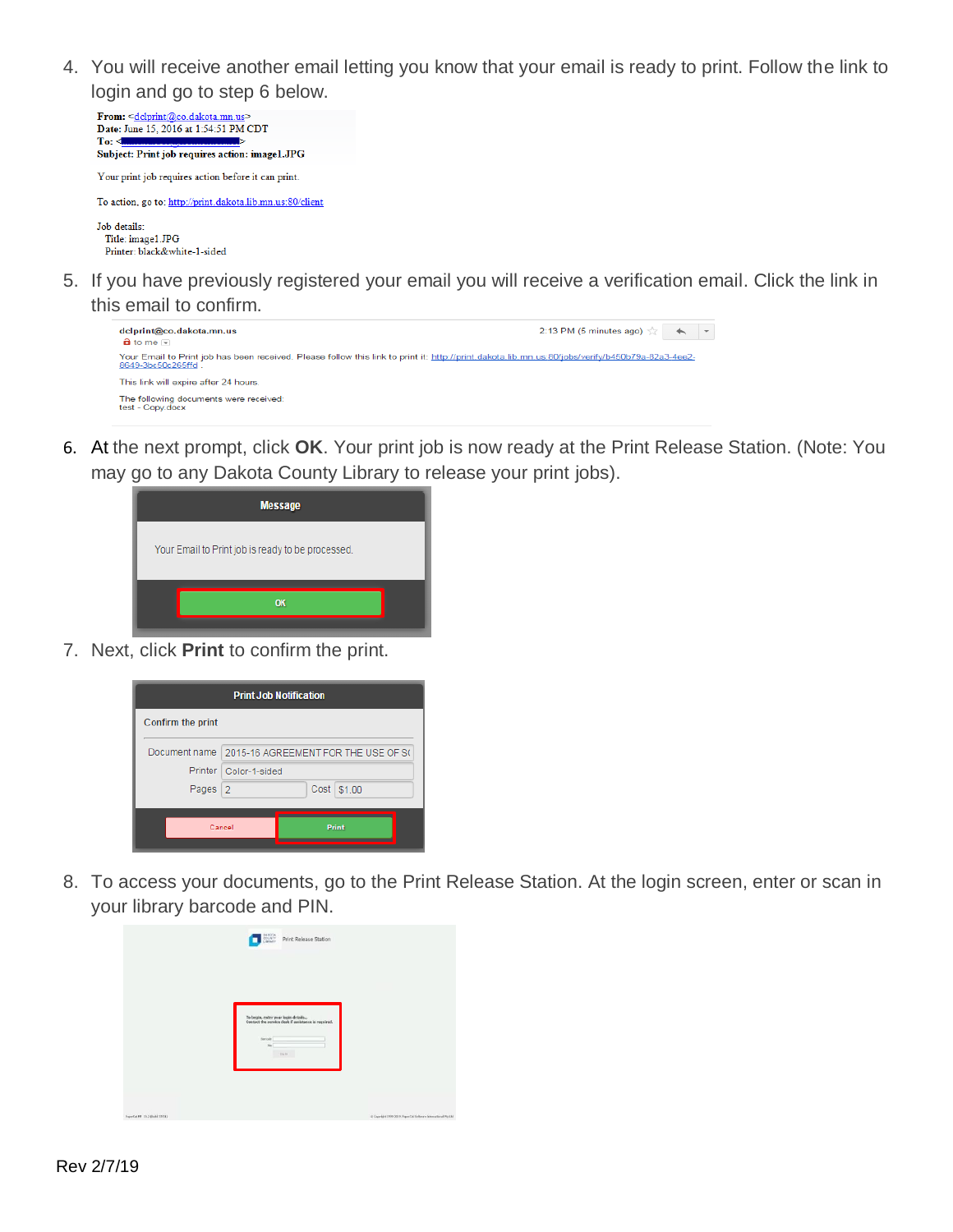4. You will receive another email letting you know that your email is ready to print. Follow the link to login and go to step 6 below.

5. If you have previously registered your email you will receive a verification email. Click the link in this email to confirm.

6. At the next prompt, click **OK**. Your print job is now ready at the Print Release Station. (Note: You may go to any Dakota County Library to release your print jobs).

7. Next, click **Print** to confirm the print.

8. To access your documents, go to the Print Release Station. At the login screen, enter or scan in your library barcode and PIN.

Rev 2/7/19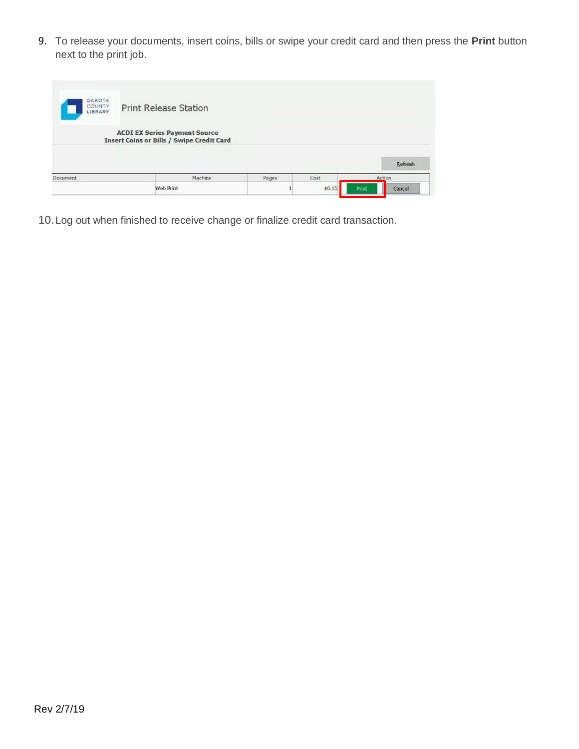9. To release your documents, insert coins, bills or swipe your credit card and then press the **Print** button next to the print job.

DAKOTA COUNTY LIBRARY

Print Release Station

**ACDI EX Series Payment Source**
**Insert Coins or Bills / Swipe Credit Card**

Refresh

| Document | Machine | Pages | Cost | Action | |
|---|---|---|---|---|---|
| | Web Print | 1 | $0.15 | Print | Cancel |

10. Log out when finished to receive change or finalize credit card transaction.

Rev 2/7/19